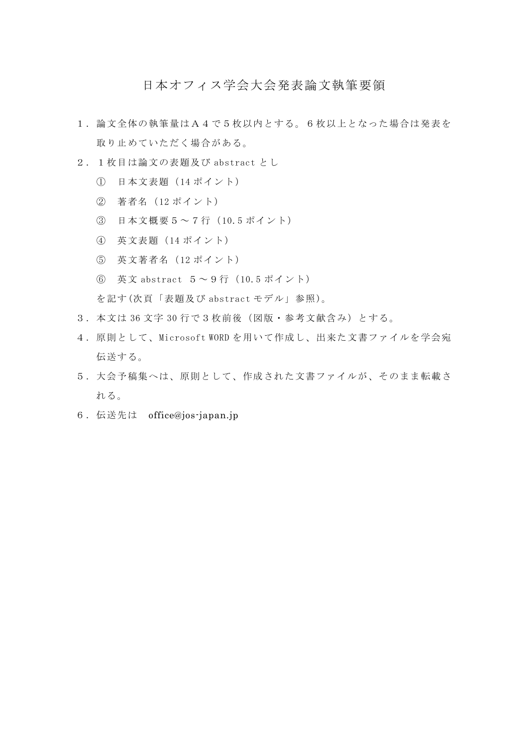# 日本オフィス学会大会発表論文執筆要領

１．論文全体の執筆量はＡ４で５枚以内とする。６枚以上となった場合は発表を取り止めていただく場合がある。

２．１枚目は論文の表題及び abstract とし

　①　日本文表題（14 ポイント）

　②　著者名（12 ポイント）

　③　日本文概要５～７行（10.5 ポイント）

　④　英文表題（14 ポイント）

　⑤　英文著者名（12 ポイント）

　⑥　英文 abstract　５～９行（10.5 ポイント）

　を記す(次頁「表題及び abstract モデル」参照)。

３．本文は 36 文字 30 行で３枚前後（図版・参考文献含み）とする。

４．原則として、Microsoft WORD を用いて作成し、出来た文書ファイルを学会宛伝送する。

５．大会予稿集へは、原則として、作成された文書ファイルが、そのまま転載される。

６．伝送先は　office@jos-japan.jp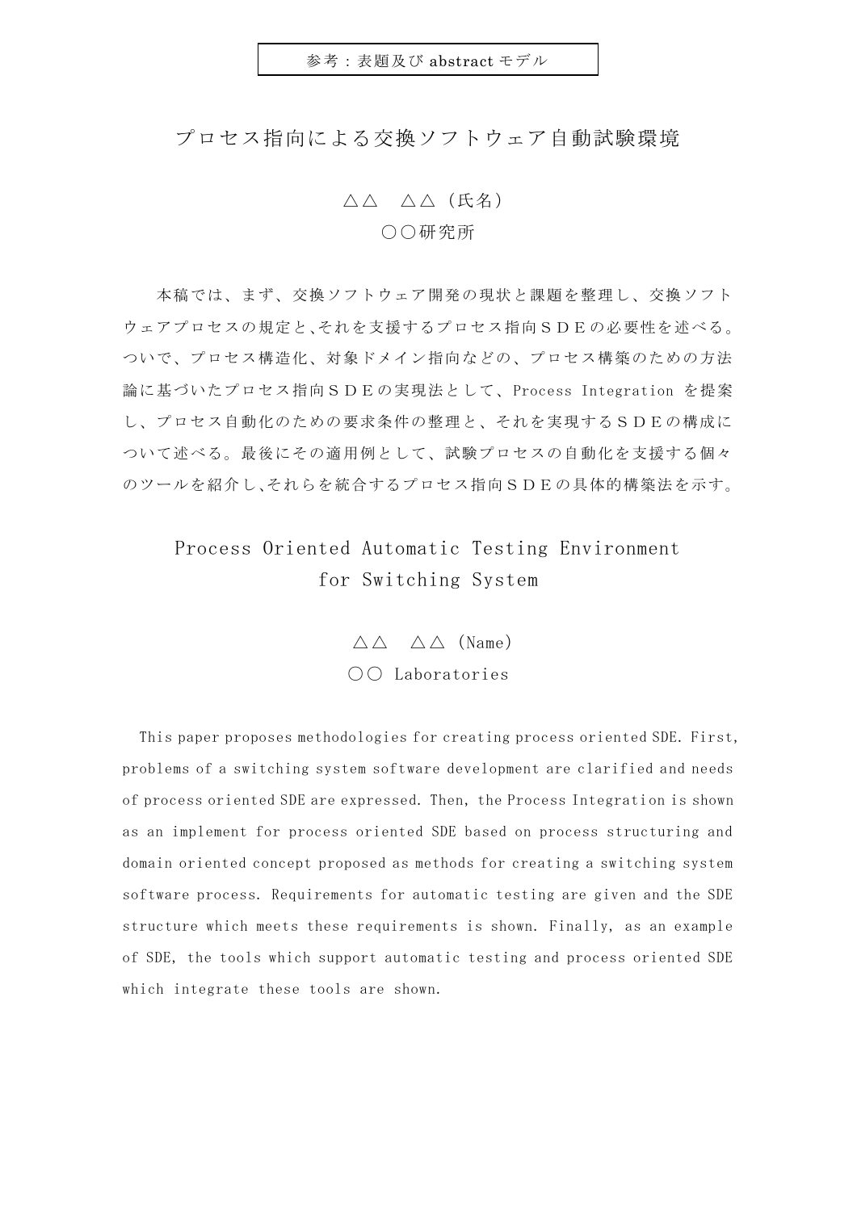参考：表題及び abstract モデル

# プロセス指向による交換ソフトウェア自動試験環境

△△　△△（氏名）

○○研究所

本稿では、まず、交換ソフトウェア開発の現状と課題を整理し、交換ソフトウェアプロセスの規定と、それを支援するプロセス指向ＳＤＥの必要性を述べる。ついで、プロセス構造化、対象ドメイン指向などの、プロセス構築のための方法論に基づいたプロセス指向ＳＤＥの実現法として、Process Integration を提案し、プロセス自動化のための要求条件の整理と、それを実現するＳＤＥの構成について述べる。最後にその適用例として、試験プロセスの自動化を支援する個々のツールを紹介し、それらを統合するプロセス指向ＳＤＥの具体的構築法を示す。

# Process Oriented Automatic Testing Environment for Switching System

△△　△△（Name）

○○ Laboratories

This paper proposes methodologies for creating process oriented SDE. First, problems of a switching system software development are clarified and needs of process oriented SDE are expressed. Then, the Process Integration is shown as an implement for process oriented SDE based on process structuring and domain oriented concept proposed as methods for creating a switching system software process. Requirements for automatic testing are given and the SDE structure which meets these requirements is shown. Finally, as an example of SDE, the tools which support automatic testing and process oriented SDE which integrate these tools are shown.